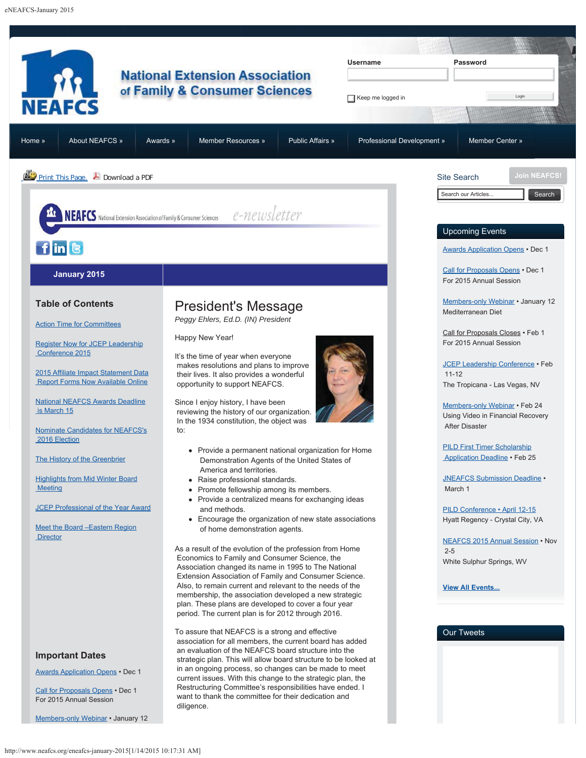# National Extension Association of Family & Consumer Sciences

Username | Password

Keep me logged in | Login

Home » | About NEAFCS » | Awards » | Member Resources » | Public Affairs » | Professional Development » | Member Center »

Print This Page. Download a PDF

NEAFCS National Extension Association of Family & Consumer Sciences e-newsletter

**January 2015**

## Table of Contents

- [Action Time for Committees]
- [Register Now for JCEP Leadership Conference 2015]
- [2015 Affiliate Impact Statement Data Report Forms Now Available Online]
- [National NEAFCS Awards Deadline is March 15]
- [Nominate Candidates for NEAFCS's 2016 Election]
- [The History of the Greenbrier]
- [Highlights from Mid Winter Board Meeting]
- [JCEP Professional of the Year Award]
- [Meet the Board –Eastern Region Director]

# President's Message

*Peggy Ehlers, Ed.D. (IN) President*

Happy New Year!

It's the time of year when everyone makes resolutions and plans to improve their lives. It also provides a wonderful opportunity to support NEAFCS.

Since I enjoy history, I have been reviewing the history of our organization. In the 1934 constitution, the object was to:

- Provide a permanent national organization for Home Demonstration Agents of the United States of America and territories.
- Raise professional standards.
- Promote fellowship among its members.
- Provide a centralized means for exchanging ideas and methods.
- Encourage the organization of new state associations of home demonstration agents.

As a result of the evolution of the profession from Home Economics to Family and Consumer Science, the Association changed its name in 1995 to The National Extension Association of Family and Consumer Science. Also, to remain current and relevant to the needs of the membership, the association developed a new strategic plan. These plans are developed to cover a four year period. The current plan is for 2012 through 2016.

To assure that NEAFCS is a strong and effective association for all members, the current board has added an evaluation of the NEAFCS board structure into the strategic plan. This will allow board structure to be looked at in an ongoing process, so changes can be made to meet current issues. With this change to the strategic plan, the Restructuring Committee's responsibilities have ended. I want to thank the committee for their dedication and diligence.

## Important Dates

Awards Application Opens • Dec 1

Call for Proposals Opens • Dec 1
For 2015 Annual Session

Members-only Webinar • January 12

---

Site Search

Join NEAFCS!

Search our Articles... | Search

## Upcoming Events

Awards Application Opens • Dec 1

Call for Proposals Opens • Dec 1
For 2015 Annual Session

Members-only Webinar • January 12
Mediterranean Diet

Call for Proposals Closes • Feb 1
For 2015 Annual Session

JCEP Leadership Conference • Feb 11-12
The Tropicana - Las Vegas, NV

Members-only Webinar • Feb 24
Using Video in Financial Recovery After Disaster

PILD First Timer Scholarship Application Deadline • Feb 25

JNEAFCS Submission Deadline • March 1

PILD Conference • April 12-15
Hyatt Regency - Crystal City, VA

NEAFCS 2015 Annual Session • Nov 2-5
White Sulphur Springs, WV

**View All Events...**

## Our Tweets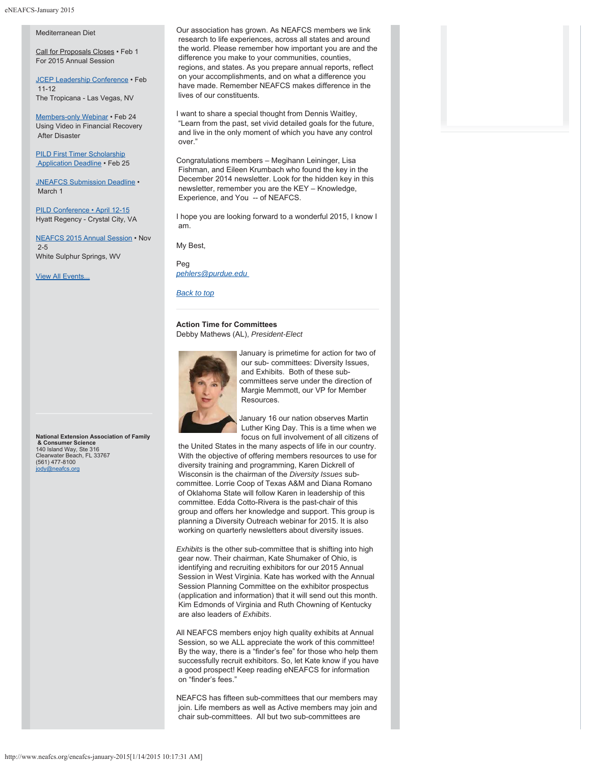Mediterranean Diet

Call for Proposals Closes • Feb 1
For 2015 Annual Session

JCEP Leadership Conference • Feb 11-12
The Tropicana - Las Vegas, NV

Members-only Webinar • Feb 24
Using Video in Financial Recovery After Disaster

PILD First Timer Scholarship Application Deadline • Feb 25

JNEAFCS Submission Deadline • March 1

PILD Conference • April 12-15
Hyatt Regency - Crystal City, VA

NEAFCS 2015 Annual Session • Nov 2-5
White Sulphur Springs, WV

View All Events...

**National Extension Association of Family & Consumer Science**
140 Island Way, Ste 316
Clearwater Beach, FL 33767
(561) 477-8100
jody@neafcs.org

Our association has grown. As NEAFCS members we link research to life experiences, across all states and around the world. Please remember how important you are and the difference you make to your communities, counties, regions, and states. As you prepare annual reports, reflect on your accomplishments, and on what a difference you have made. Remember NEAFCS makes difference in the lives of our constituents.

I want to share a special thought from Dennis Waitley, "Learn from the past, set vivid detailed goals for the future, and live in the only moment of which you have any control over."

Congratulations members – Megihann Leininger, Lisa Fishman, and Eileen Krumbach who found the key in the December 2014 newsletter. Look for the hidden key in this newsletter, remember you are the KEY – Knowledge, Experience, and You -- of NEAFCS.

I hope you are looking forward to a wonderful 2015, I know I am.

My Best,

Peg
*pehlers@purdue.edu*

*Back to top*

**Action Time for Committees**
Debby Mathews (AL), *President-Elect*

January is primetime for action for two of our sub- committees: Diversity Issues, and Exhibits. Both of these sub-committees serve under the direction of Margie Memmott, our VP for Member Resources.

January 16 our nation observes Martin Luther King Day. This is a time when we focus on full involvement of all citizens of the United States in the many aspects of life in our country. With the objective of offering members resources to use for diversity training and programming, Karen Dickrell of Wisconsin is the chairman of the *Diversity Issues* sub-committee. Lorrie Coop of Texas A&M and Diana Romano of Oklahoma State will follow Karen in leadership of this committee. Edda Cotto-Rivera is the past-chair of this group and offers her knowledge and support. This group is planning a Diversity Outreach webinar for 2015. It is also working on quarterly newsletters about diversity issues.

*Exhibits* is the other sub-committee that is shifting into high gear now. Their chairman, Kate Shumaker of Ohio, is identifying and recruiting exhibitors for our 2015 Annual Session in West Virginia. Kate has worked with the Annual Session Planning Committee on the exhibitor prospectus (application and information) that it will send out this month. Kim Edmonds of Virginia and Ruth Chowning of Kentucky are also leaders of *Exhibits*.

All NEAFCS members enjoy high quality exhibits at Annual Session, so we ALL appreciate the work of this committee! By the way, there is a "finder's fee" for those who help them successfully recruit exhibitors. So, let Kate know if you have a good prospect! Keep reading eNEAFCS for information on "finder's fees."

NEAFCS has fifteen sub-committees that our members may join. Life members as well as Active members may join and chair sub-committees. All but two sub-committees are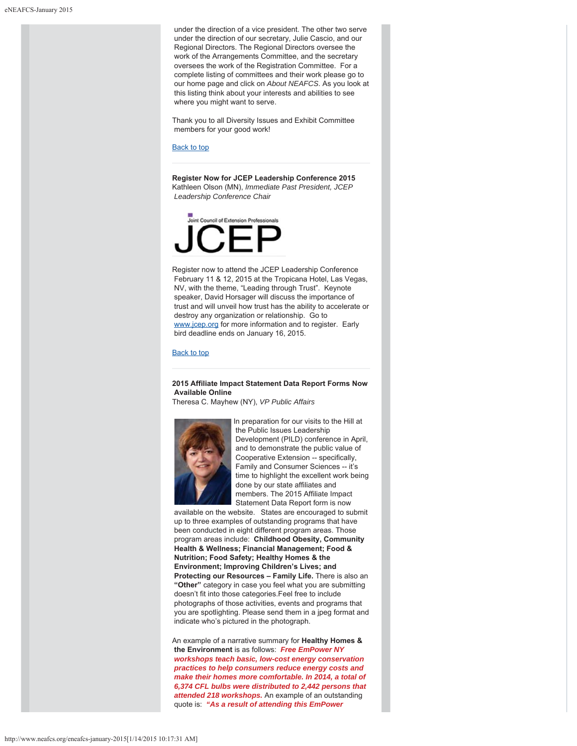under the direction of a vice president. The other two serve under the direction of our secretary, Julie Cascio, and our Regional Directors. The Regional Directors oversee the work of the Arrangements Committee, and the secretary oversees the work of the Registration Committee. For a complete listing of committees and their work please go to our home page and click on *About NEAFCS*. As you look at this listing think about your interests and abilities to see where you might want to serve.

Thank you to all Diversity Issues and Exhibit Committee members for your good work!

Back to top

---

**Register Now for JCEP Leadership Conference 2015**
Kathleen Olson (MN), *Immediate Past President, JCEP Leadership Conference Chair*

Joint Council of Extension Professionals
JCEP

Register now to attend the JCEP Leadership Conference February 11 & 12, 2015 at the Tropicana Hotel, Las Vegas, NV, with the theme, "Leading through Trust". Keynote speaker, David Horsager will discuss the importance of trust and will unveil how trust has the ability to accelerate or destroy any organization or relationship. Go to www.jcep.org for more information and to register. Early bird deadline ends on January 16, 2015.

Back to top

---

**2015 Affiliate Impact Statement Data Report Forms Now Available Online**
Theresa C. Mayhew (NY), *VP Public Affairs*

In preparation for our visits to the Hill at the Public Issues Leadership Development (PILD) conference in April, and to demonstrate the public value of Cooperative Extension -- specifically, Family and Consumer Sciences -- it's time to highlight the excellent work being done by our state affiliates and members. The 2015 Affiliate Impact Statement Data Report form is now available on the website. States are encouraged to submit up to three examples of outstanding programs that have been conducted in eight different program areas. Those program areas include: **Childhood Obesity, Community Health & Wellness; Financial Management; Food & Nutrition; Food Safety; Healthy Homes & the Environment; Improving Children's Lives; and Protecting our Resources – Family Life.** There is also an **"Other"** category in case you feel what you are submitting doesn't fit into those categories.Feel free to include photographs of those activities, events and programs that you are spotlighting. Please send them in a jpeg format and indicate who's pictured in the photograph.

An example of a narrative summary for **Healthy Homes & the Environment** is as follows: ***Free EmPower NY workshops teach basic, low-cost energy conservation practices to help consumers reduce energy costs and make their homes more comfortable. In 2014, a total of 6,374 CFL bulbs were distributed to 2,442 persons that attended 218 workshops.*** An example of an outstanding quote is: ***"As a result of attending this EmPower***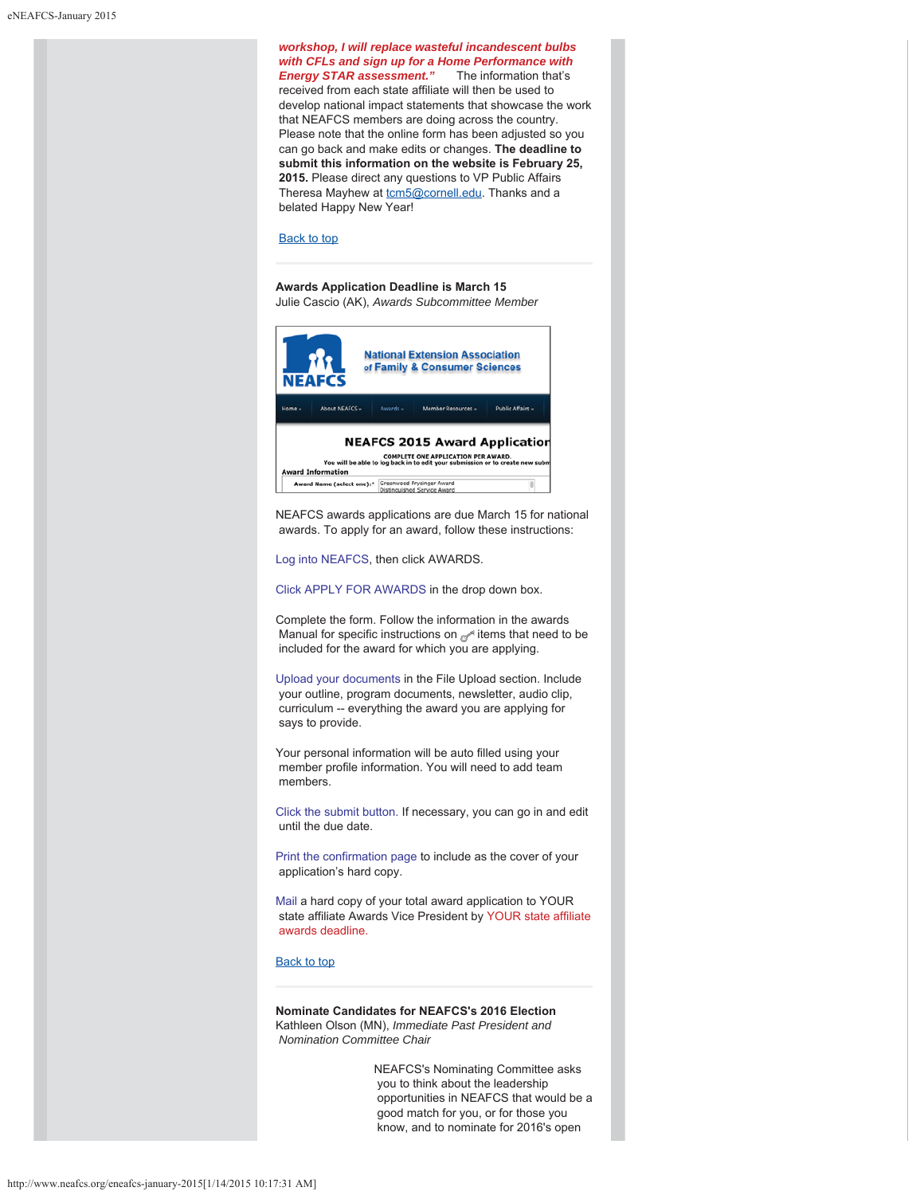***workshop, I will replace wasteful incandescent bulbs with CFLs and sign up for a Home Performance with Energy STAR assessment."*** The information that's received from each state affiliate will then be used to develop national impact statements that showcase the work that NEAFCS members are doing across the country. Please note that the online form has been adjusted so you can go back and make edits or changes. **The deadline to submit this information on the website is February 25, 2015.** Please direct any questions to VP Public Affairs Theresa Mayhew at tcm5@cornell.edu. Thanks and a belated Happy New Year!

Back to top

---

**Awards Application Deadline is March 15**
Julie Cascio (AK), *Awards Subcommittee Member*

NEAFCS awards applications are due March 15 for national awards. To apply for an award, follow these instructions:

Log into NEAFCS, then click AWARDS.

Click APPLY FOR AWARDS in the drop down box.

Complete the form. Follow the information in the awards Manual for specific instructions on items that need to be included for the award for which you are applying.

Upload your documents in the File Upload section. Include your outline, program documents, newsletter, audio clip, curriculum -- everything the award you are applying for says to provide.

Your personal information will be auto filled using your member profile information. You will need to add team members.

Click the submit button. If necessary, you can go in and edit until the due date.

Print the confirmation page to include as the cover of your application's hard copy.

Mail a hard copy of your total award application to YOUR state affiliate Awards Vice President by YOUR state affiliate awards deadline.

Back to top

---

**Nominate Candidates for NEAFCS's 2016 Election**
Kathleen Olson (MN), *Immediate Past President and Nomination Committee Chair*

NEAFCS's Nominating Committee asks you to think about the leadership opportunities in NEAFCS that would be a good match for you, or for those you know, and to nominate for 2016's open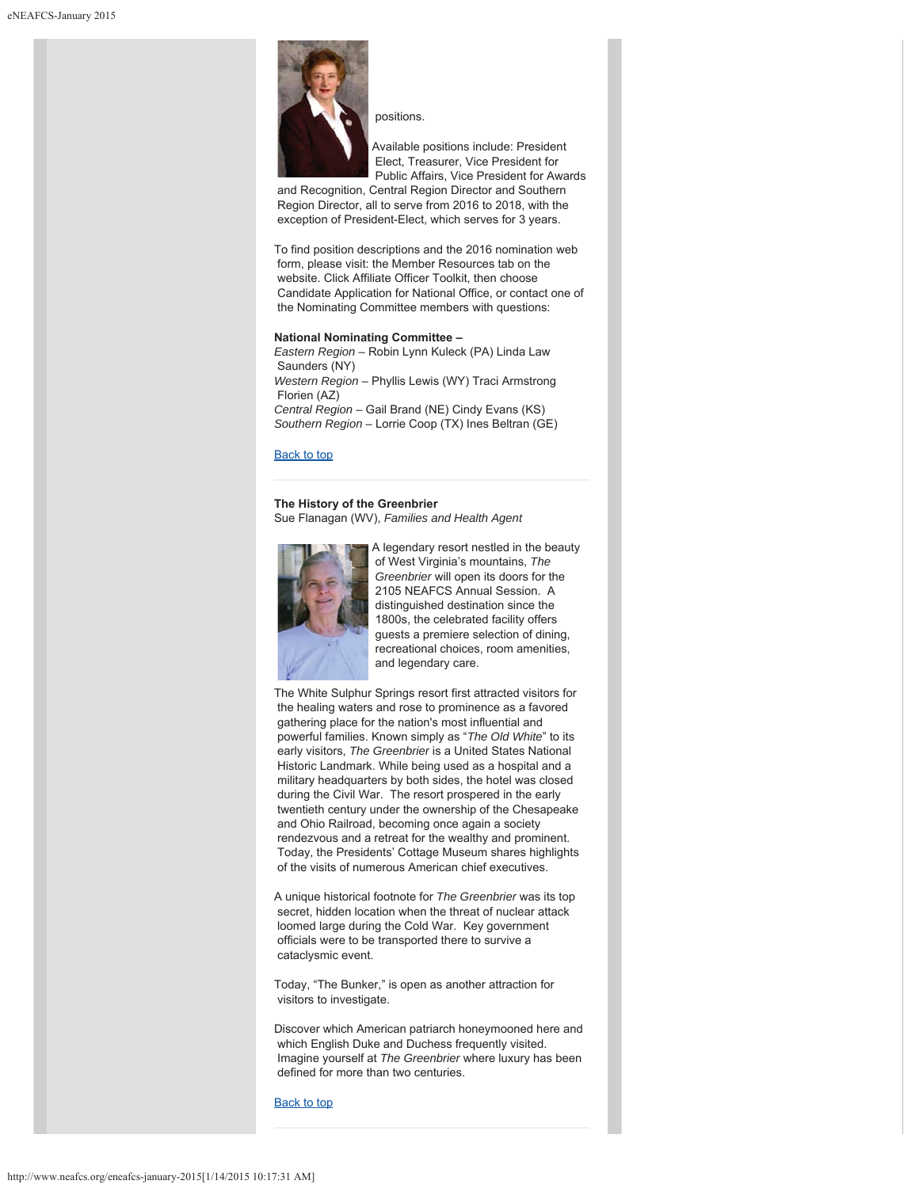positions.

Available positions include: President Elect, Treasurer, Vice President for Public Affairs, Vice President for Awards and Recognition, Central Region Director and Southern Region Director, all to serve from 2016 to 2018, with the exception of President-Elect, which serves for 3 years.

To find position descriptions and the 2016 nomination web form, please visit: the Member Resources tab on the website. Click Affiliate Officer Toolkit, then choose Candidate Application for National Office, or contact one of the Nominating Committee members with questions:

**National Nominating Committee –**
*Eastern Region* – Robin Lynn Kuleck (PA) Linda Law Saunders (NY)
*Western Region* – Phyllis Lewis (WY) Traci Armstrong Florien (AZ)
*Central Region* – Gail Brand (NE) Cindy Evans (KS)
*Southern Region* – Lorrie Coop (TX) Ines Beltran (GE)

Back to top

---

**The History of the Greenbrier**
Sue Flanagan (WV), *Families and Health Agent*

A legendary resort nestled in the beauty of West Virginia's mountains, *The Greenbrier* will open its doors for the 2105 NEAFCS Annual Session. A distinguished destination since the 1800s, the celebrated facility offers guests a premiere selection of dining, recreational choices, room amenities, and legendary care.

The White Sulphur Springs resort first attracted visitors for the healing waters and rose to prominence as a favored gathering place for the nation's most influential and powerful families. Known simply as "*The Old White*" to its early visitors, *The Greenbrier* is a United States National Historic Landmark. While being used as a hospital and a military headquarters by both sides, the hotel was closed during the Civil War. The resort prospered in the early twentieth century under the ownership of the Chesapeake and Ohio Railroad, becoming once again a society rendezvous and a retreat for the wealthy and prominent. Today, the Presidents' Cottage Museum shares highlights of the visits of numerous American chief executives.

A unique historical footnote for *The Greenbrier* was its top secret, hidden location when the threat of nuclear attack loomed large during the Cold War. Key government officials were to be transported there to survive a cataclysmic event.

Today, "The Bunker," is open as another attraction for visitors to investigate.

Discover which American patriarch honeymooned here and which English Duke and Duchess frequently visited. Imagine yourself at *The Greenbrier* where luxury has been defined for more than two centuries.

Back to top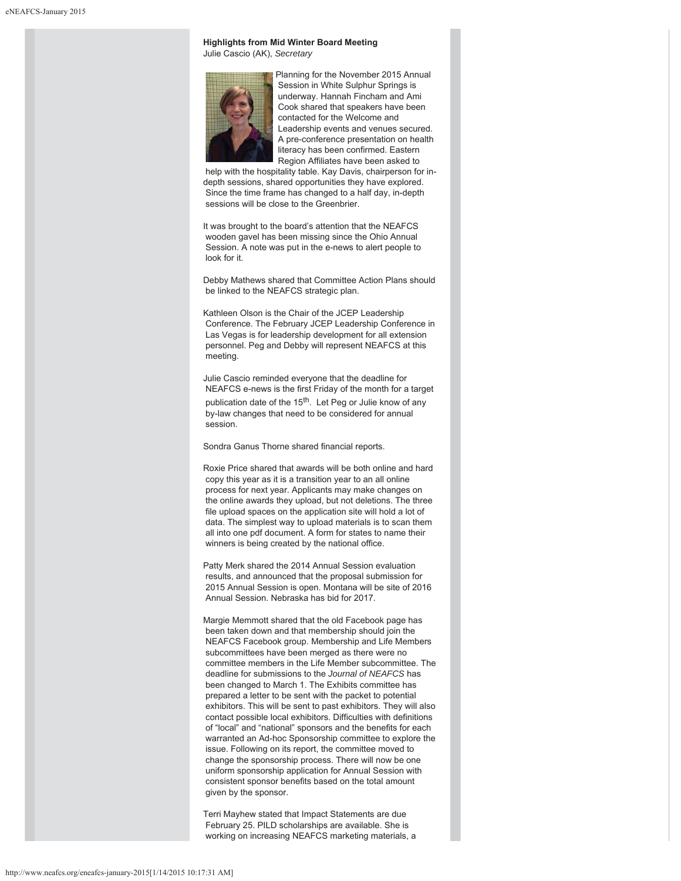**Highlights from Mid Winter Board Meeting**
Julie Cascio (AK), *Secretary*

Planning for the November 2015 Annual Session in White Sulphur Springs is underway. Hannah Fincham and Ami Cook shared that speakers have been contacted for the Welcome and Leadership events and venues secured. A pre-conference presentation on health literacy has been confirmed. Eastern Region Affiliates have been asked to help with the hospitality table. Kay Davis, chairperson for in-depth sessions, shared opportunities they have explored. Since the time frame has changed to a half day, in-depth sessions will be close to the Greenbrier.

It was brought to the board's attention that the NEAFCS wooden gavel has been missing since the Ohio Annual Session. A note was put in the e-news to alert people to look for it.

Debby Mathews shared that Committee Action Plans should be linked to the NEAFCS strategic plan.

Kathleen Olson is the Chair of the JCEP Leadership Conference. The February JCEP Leadership Conference in Las Vegas is for leadership development for all extension personnel. Peg and Debby will represent NEAFCS at this meeting.

Julie Cascio reminded everyone that the deadline for NEAFCS e-news is the first Friday of the month for a target publication date of the 15th. Let Peg or Julie know of any by-law changes that need to be considered for annual session.

Sondra Ganus Thorne shared financial reports.

Roxie Price shared that awards will be both online and hard copy this year as it is a transition year to an all online process for next year. Applicants may make changes on the online awards they upload, but not deletions. The three file upload spaces on the application site will hold a lot of data. The simplest way to upload materials is to scan them all into one pdf document. A form for states to name their winners is being created by the national office.

Patty Merk shared the 2014 Annual Session evaluation results, and announced that the proposal submission for 2015 Annual Session is open. Montana will be site of 2016 Annual Session. Nebraska has bid for 2017.

Margie Memmott shared that the old Facebook page has been taken down and that membership should join the NEAFCS Facebook group. Membership and Life Members subcommittees have been merged as there were no committee members in the Life Member subcommittee. The deadline for submissions to the *Journal of NEAFCS* has been changed to March 1. The Exhibits committee has prepared a letter to be sent with the packet to potential exhibitors. This will be sent to past exhibitors. They will also contact possible local exhibitors. Difficulties with definitions of "local" and "national" sponsors and the benefits for each warranted an Ad-hoc Sponsorship committee to explore the issue. Following on its report, the committee moved to change the sponsorship process. There will now be one uniform sponsorship application for Annual Session with consistent sponsor benefits based on the total amount given by the sponsor.

Terri Mayhew stated that Impact Statements are due February 25. PILD scholarships are available. She is working on increasing NEAFCS marketing materials, a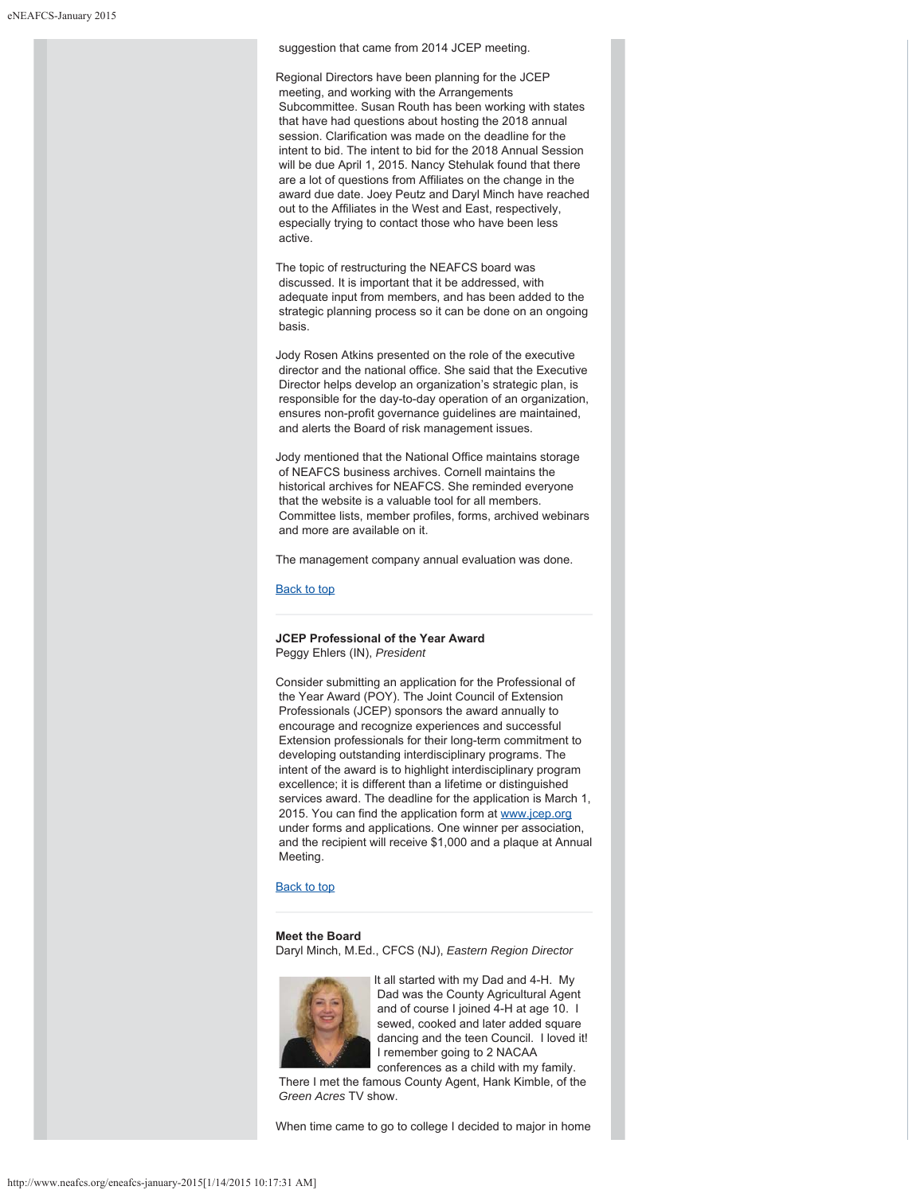suggestion that came from 2014 JCEP meeting.

Regional Directors have been planning for the JCEP meeting, and working with the Arrangements Subcommittee. Susan Routh has been working with states that have had questions about hosting the 2018 annual session. Clarification was made on the deadline for the intent to bid. The intent to bid for the 2018 Annual Session will be due April 1, 2015. Nancy Stehulak found that there are a lot of questions from Affiliates on the change in the award due date. Joey Peutz and Daryl Minch have reached out to the Affiliates in the West and East, respectively, especially trying to contact those who have been less active.

The topic of restructuring the NEAFCS board was discussed. It is important that it be addressed, with adequate input from members, and has been added to the strategic planning process so it can be done on an ongoing basis.

Jody Rosen Atkins presented on the role of the executive director and the national office. She said that the Executive Director helps develop an organization's strategic plan, is responsible for the day-to-day operation of an organization, ensures non-profit governance guidelines are maintained, and alerts the Board of risk management issues.

Jody mentioned that the National Office maintains storage of NEAFCS business archives. Cornell maintains the historical archives for NEAFCS. She reminded everyone that the website is a valuable tool for all members. Committee lists, member profiles, forms, archived webinars and more are available on it.

The management company annual evaluation was done.

Back to top

---

**JCEP Professional of the Year Award**
Peggy Ehlers (IN), *President*

Consider submitting an application for the Professional of the Year Award (POY). The Joint Council of Extension Professionals (JCEP) sponsors the award annually to encourage and recognize experiences and successful Extension professionals for their long-term commitment to developing outstanding interdisciplinary programs. The intent of the award is to highlight interdisciplinary program excellence; it is different than a lifetime or distinguished services award. The deadline for the application is March 1, 2015. You can find the application form at www.jcep.org under forms and applications. One winner per association, and the recipient will receive $1,000 and a plaque at Annual Meeting.

Back to top

---

**Meet the Board**
Daryl Minch, M.Ed., CFCS (NJ), *Eastern Region Director*

It all started with my Dad and 4-H. My Dad was the County Agricultural Agent and of course I joined 4-H at age 10. I sewed, cooked and later added square dancing and the teen Council. I loved it! I remember going to 2 NACAA conferences as a child with my family. There I met the famous County Agent, Hank Kimble, of the *Green Acres* TV show.

When time came to go to college I decided to major in home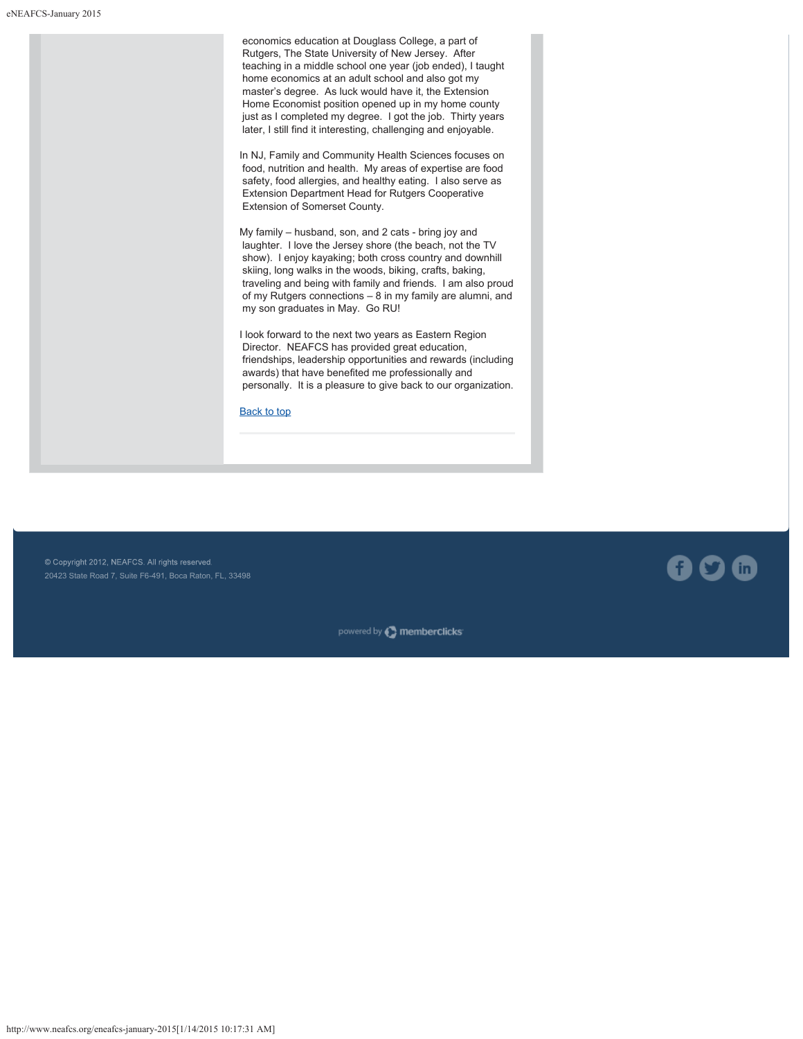economics education at Douglass College, a part of Rutgers, The State University of New Jersey. After teaching in a middle school one year (job ended), I taught home economics at an adult school and also got my master's degree. As luck would have it, the Extension Home Economist position opened up in my home county just as I completed my degree. I got the job. Thirty years later, I still find it interesting, challenging and enjoyable.

In NJ, Family and Community Health Sciences focuses on food, nutrition and health. My areas of expertise are food safety, food allergies, and healthy eating. I also serve as Extension Department Head for Rutgers Cooperative Extension of Somerset County.

My family – husband, son, and 2 cats - bring joy and laughter. I love the Jersey shore (the beach, not the TV show). I enjoy kayaking; both cross country and downhill skiing, long walks in the woods, biking, crafts, baking, traveling and being with family and friends. I am also proud of my Rutgers connections – 8 in my family are alumni, and my son graduates in May. Go RU!

I look forward to the next two years as Eastern Region Director. NEAFCS has provided great education, friendships, leadership opportunities and rewards (including awards) that have benefited me professionally and personally. It is a pleasure to give back to our organization.

Back to top

© Copyright 2012, NEAFCS. All rights reserved.
20423 State Road 7, Suite F6-491, Boca Raton, FL, 33498

powered by memberclicks